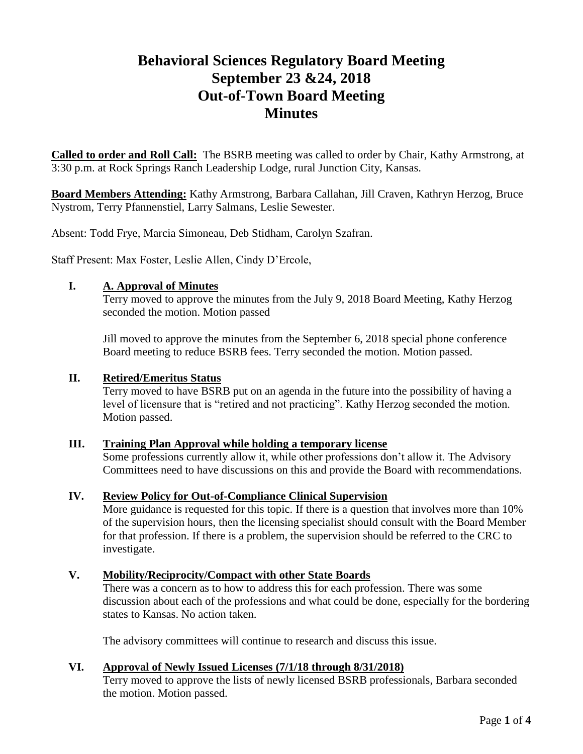# Behavioral Sciences Regulatory Board Meeting
# September 23 &24, 2018
# Out-of-Town Board Meeting
# Minutes

**Called to order and Roll Call:** The BSRB meeting was called to order by Chair, Kathy Armstrong, at 3:30 p.m. at Rock Springs Ranch Leadership Lodge, rural Junction City, Kansas.

**Board Members Attending:** Kathy Armstrong, Barbara Callahan, Jill Craven, Kathryn Herzog, Bruce Nystrom, Terry Pfannenstiel, Larry Salmans, Leslie Sewester.

Absent: Todd Frye, Marcia Simoneau, Deb Stidham, Carolyn Szafran.

Staff Present: Max Foster, Leslie Allen, Cindy D'Ercole,

**I. A. Approval of Minutes**

Terry moved to approve the minutes from the July 9, 2018 Board Meeting, Kathy Herzog seconded the motion. Motion passed

Jill moved to approve the minutes from the September 6, 2018 special phone conference Board meeting to reduce BSRB fees. Terry seconded the motion. Motion passed.

**II. Retired/Emeritus Status**

Terry moved to have BSRB put on an agenda in the future into the possibility of having a level of licensure that is "retired and not practicing". Kathy Herzog seconded the motion. Motion passed.

**III. Training Plan Approval while holding a temporary license**

Some professions currently allow it, while other professions don't allow it. The Advisory Committees need to have discussions on this and provide the Board with recommendations.

**IV. Review Policy for Out-of-Compliance Clinical Supervision**

More guidance is requested for this topic. If there is a question that involves more than 10% of the supervision hours, then the licensing specialist should consult with the Board Member for that profession. If there is a problem, the supervision should be referred to the CRC to investigate.

**V. Mobility/Reciprocity/Compact with other State Boards**

There was a concern as to how to address this for each profession. There was some discussion about each of the professions and what could be done, especially for the bordering states to Kansas. No action taken.

The advisory committees will continue to research and discuss this issue.

**VI. Approval of Newly Issued Licenses (7/1/18 through 8/31/2018)**

Terry moved to approve the lists of newly licensed BSRB professionals, Barbara seconded the motion. Motion passed.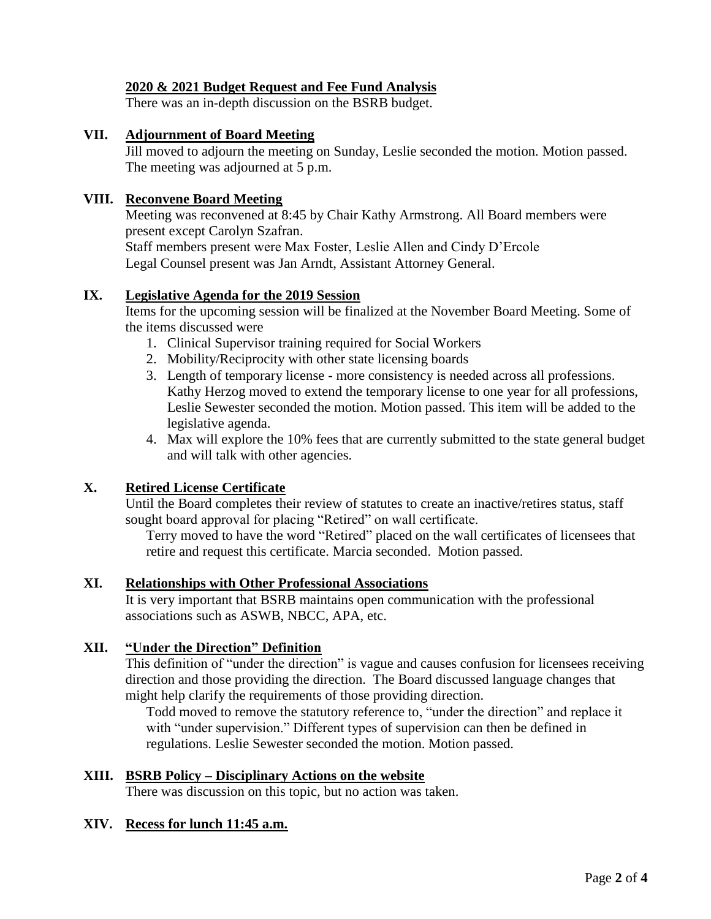**2020 & 2021 Budget Request and Fee Fund Analysis**

There was an in-depth discussion on the BSRB budget.

## VII. Adjournment of Board Meeting

Jill moved to adjourn the meeting on Sunday, Leslie seconded the motion. Motion passed. The meeting was adjourned at 5 p.m.

## VIII. Reconvene Board Meeting

Meeting was reconvened at 8:45 by Chair Kathy Armstrong. All Board members were present except Carolyn Szafran.

Staff members present were Max Foster, Leslie Allen and Cindy D'Ercole

Legal Counsel present was Jan Arndt, Assistant Attorney General.

## IX. Legislative Agenda for the 2019 Session

Items for the upcoming session will be finalized at the November Board Meeting. Some of the items discussed were

1. Clinical Supervisor training required for Social Workers
2. Mobility/Reciprocity with other state licensing boards
3. Length of temporary license - more consistency is needed across all professions. Kathy Herzog moved to extend the temporary license to one year for all professions, Leslie Sewester seconded the motion. Motion passed. This item will be added to the legislative agenda.
4. Max will explore the 10% fees that are currently submitted to the state general budget and will talk with other agencies.

## X. Retired License Certificate

Until the Board completes their review of statutes to create an inactive/retires status, staff sought board approval for placing "Retired" on wall certificate.

Terry moved to have the word "Retired" placed on the wall certificates of licensees that retire and request this certificate. Marcia seconded. Motion passed.

## XI. Relationships with Other Professional Associations

It is very important that BSRB maintains open communication with the professional associations such as ASWB, NBCC, APA, etc.

## XII. "Under the Direction" Definition

This definition of "under the direction" is vague and causes confusion for licensees receiving direction and those providing the direction. The Board discussed language changes that might help clarify the requirements of those providing direction.

Todd moved to remove the statutory reference to, "under the direction" and replace it with "under supervision." Different types of supervision can then be defined in regulations. Leslie Sewester seconded the motion. Motion passed.

## XIII. BSRB Policy – Disciplinary Actions on the website

There was discussion on this topic, but no action was taken.

## XIV. Recess for lunch 11:45 a.m.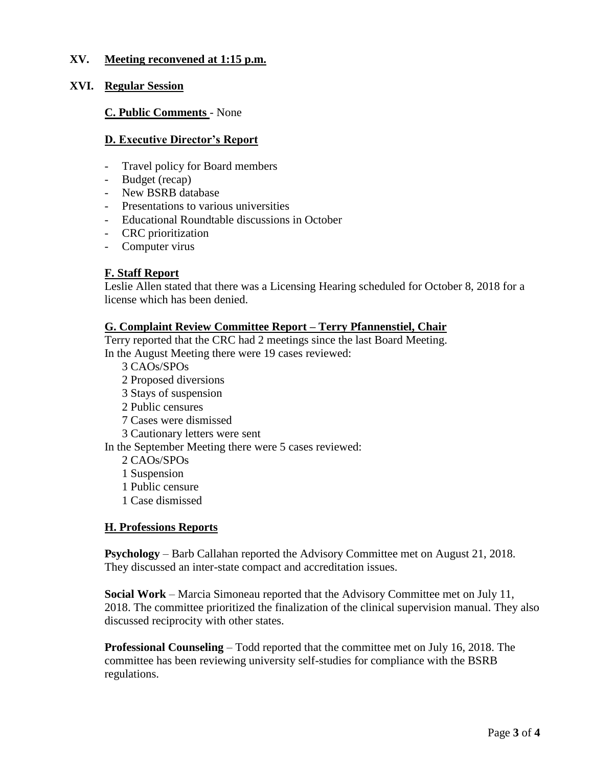## XV. Meeting reconvened at 1:15 p.m.

## XVI. Regular Session

### C. Public Comments - None

### D. Executive Director's Report

- Travel policy for Board members
- Budget (recap)
- New BSRB database
- Presentations to various universities
- Educational Roundtable discussions in October
- CRC prioritization
- Computer virus

### F. Staff Report

Leslie Allen stated that there was a Licensing Hearing scheduled for October 8, 2018 for a license which has been denied.

### G. Complaint Review Committee Report – Terry Pfannenstiel, Chair

Terry reported that the CRC had 2 meetings since the last Board Meeting.
In the August Meeting there were 19 cases reviewed:

- 3 CAOs/SPOs
- 2 Proposed diversions
- 3 Stays of suspension
- 2 Public censures
- 7 Cases were dismissed
- 3 Cautionary letters were sent

In the September Meeting there were 5 cases reviewed:

- 2 CAOs/SPOs
- 1 Suspension
- 1 Public censure
- 1 Case dismissed

### H. Professions Reports

**Psychology** – Barb Callahan reported the Advisory Committee met on August 21, 2018. They discussed an inter-state compact and accreditation issues.

**Social Work** – Marcia Simoneau reported that the Advisory Committee met on July 11, 2018. The committee prioritized the finalization of the clinical supervision manual. They also discussed reciprocity with other states.

**Professional Counseling** – Todd reported that the committee met on July 16, 2018. The committee has been reviewing university self-studies for compliance with the BSRB regulations.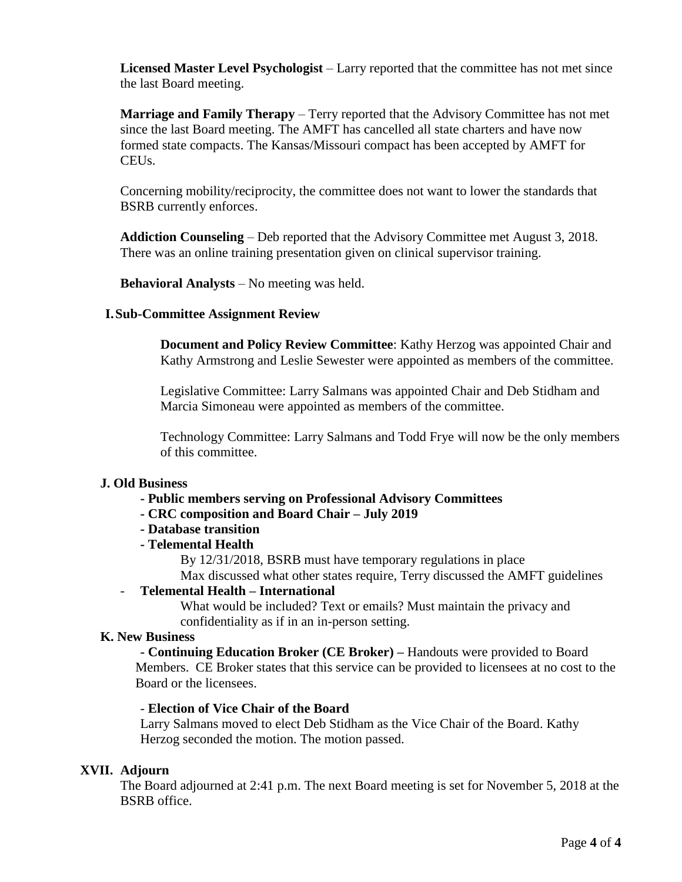**Licensed Master Level Psychologist** – Larry reported that the committee has not met since the last Board meeting.

**Marriage and Family Therapy** – Terry reported that the Advisory Committee has not met since the last Board meeting. The AMFT has cancelled all state charters and have now formed state compacts. The Kansas/Missouri compact has been accepted by AMFT for CEUs.

Concerning mobility/reciprocity, the committee does not want to lower the standards that BSRB currently enforces.

**Addiction Counseling** – Deb reported that the Advisory Committee met August 3, 2018. There was an online training presentation given on clinical supervisor training.

**Behavioral Analysts** – No meeting was held.

### I. Sub-Committee Assignment Review

**Document and Policy Review Committee**: Kathy Herzog was appointed Chair and Kathy Armstrong and Leslie Sewester were appointed as members of the committee.

Legislative Committee: Larry Salmans was appointed Chair and Deb Stidham and Marcia Simoneau were appointed as members of the committee.

Technology Committee: Larry Salmans and Todd Frye will now be the only members of this committee.

### J. Old Business

- **Public members serving on Professional Advisory Committees**
- **CRC composition and Board Chair – July 2019**
- **Database transition**
- **Telemental Health**

  By 12/31/2018, BSRB must have temporary regulations in place

  Max discussed what other states require, Terry discussed the AMFT guidelines

- **Telemental Health – International**

  What would be included? Text or emails? Must maintain the privacy and confidentiality as if in an in-person setting.

### K. New Business

- **Continuing Education Broker (CE Broker) –** Handouts were provided to Board Members. CE Broker states that this service can be provided to licensees at no cost to the Board or the licensees.

- **Election of Vice Chair of the Board**

  Larry Salmans moved to elect Deb Stidham as the Vice Chair of the Board. Kathy Herzog seconded the motion. The motion passed.

## XVII. Adjourn

The Board adjourned at 2:41 p.m. The next Board meeting is set for November 5, 2018 at the BSRB office.